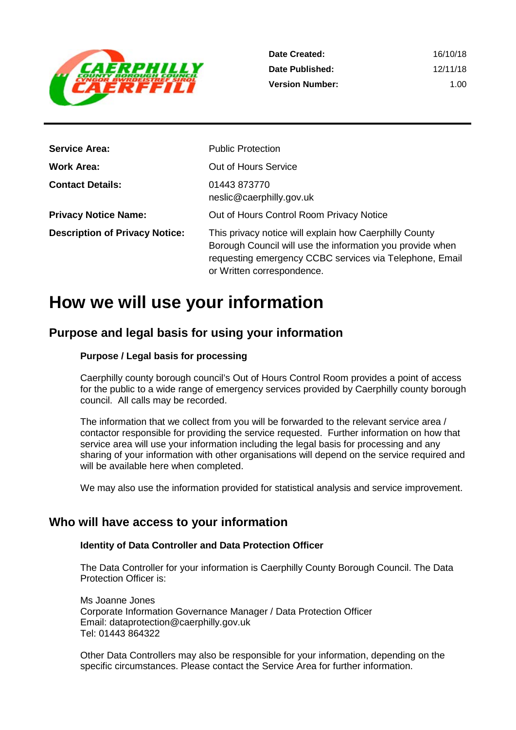| | |
|---|---|
| **Date Created:** | 16/10/18 |
| **Date Published:** | 12/11/18 |
| **Version Number:** | 1.00 |

| | |
|---|---|
| **Service Area:** | Public Protection |
| **Work Area:** | Out of Hours Service |
| **Contact Details:** | 01443 873770<br>neslic@caerphilly.gov.uk |
| **Privacy Notice Name:** | Out of Hours Control Room Privacy Notice |
| **Description of Privacy Notice:** | This privacy notice will explain how Caerphilly County Borough Council will use the information you provide when requesting emergency CCBC services via Telephone, Email or Written correspondence. |

# How we will use your information

## Purpose and legal basis for using your information

### Purpose / Legal basis for processing

Caerphilly county borough council's Out of Hours Control Room provides a point of access for the public to a wide range of emergency services provided by Caerphilly county borough council. All calls may be recorded.

The information that we collect from you will be forwarded to the relevant service area / contactor responsible for providing the service requested. Further information on how that service area will use your information including the legal basis for processing and any sharing of your information with other organisations will depend on the service required and will be available here when completed.

We may also use the information provided for statistical analysis and service improvement.

## Who will have access to your information

### Identity of Data Controller and Data Protection Officer

The Data Controller for your information is Caerphilly County Borough Council. The Data Protection Officer is:

Ms Joanne Jones
Corporate Information Governance Manager / Data Protection Officer
Email: dataprotection@caerphilly.gov.uk
Tel: 01443 864322

Other Data Controllers may also be responsible for your information, depending on the specific circumstances. Please contact the Service Area for further information.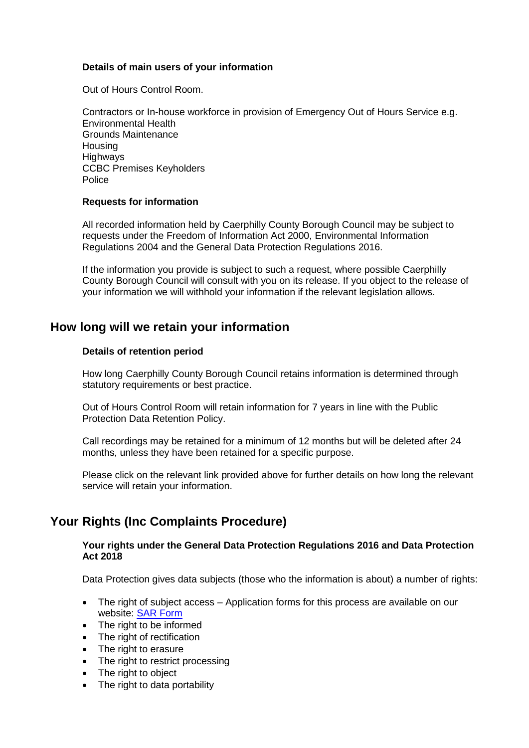**Details of main users of your information**

Out of Hours Control Room.

Contractors or In-house workforce in provision of Emergency Out of Hours Service e.g.
Environmental Health
Grounds Maintenance
Housing
Highways
CCBC Premises Keyholders
Police

**Requests for information**

All recorded information held by Caerphilly County Borough Council may be subject to requests under the Freedom of Information Act 2000, Environmental Information Regulations 2004 and the General Data Protection Regulations 2016.

If the information you provide is subject to such a request, where possible Caerphilly County Borough Council will consult with you on its release. If you object to the release of your information we will withhold your information if the relevant legislation allows.

## How long will we retain your information

**Details of retention period**

How long Caerphilly County Borough Council retains information is determined through statutory requirements or best practice.

Out of Hours Control Room will retain information for 7 years in line with the Public Protection Data Retention Policy.

Call recordings may be retained for a minimum of 12 months but will be deleted after 24 months, unless they have been retained for a specific purpose.

Please click on the relevant link provided above for further details on how long the relevant service will retain your information.

## Your Rights (Inc Complaints Procedure)

**Your rights under the General Data Protection Regulations 2016 and Data Protection Act 2018**

Data Protection gives data subjects (those who the information is about) a number of rights:

- The right of subject access – Application forms for this process are available on our website: [SAR Form]
- The right to be informed
- The right of rectification
- The right to erasure
- The right to restrict processing
- The right to object
- The right to data portability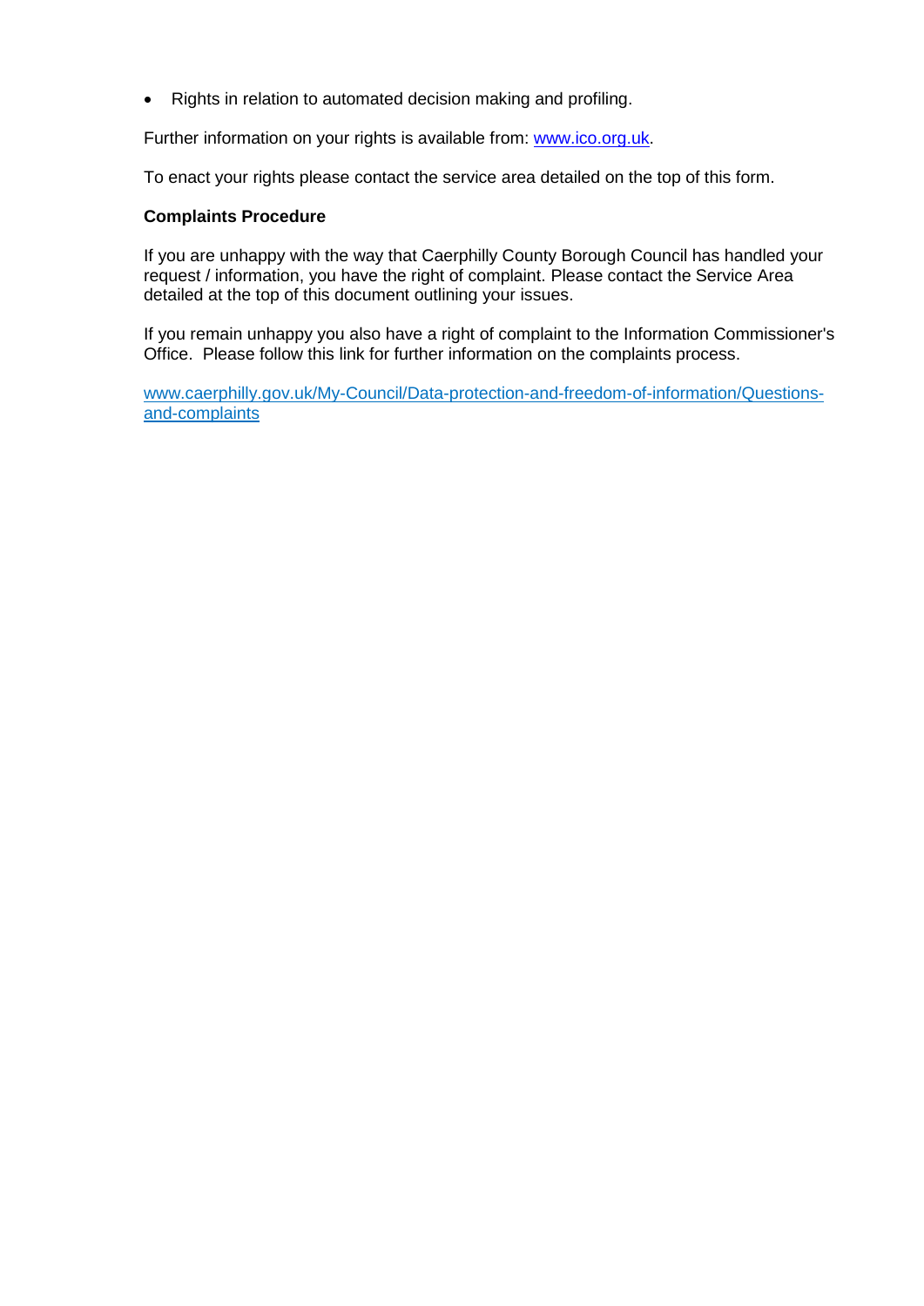- Rights in relation to automated decision making and profiling.

Further information on your rights is available from: [www.ico.org.uk](http://www.ico.org.uk).

To enact your rights please contact the service area detailed on the top of this form.

**Complaints Procedure**

If you are unhappy with the way that Caerphilly County Borough Council has handled your request / information, you have the right of complaint. Please contact the Service Area detailed at the top of this document outlining your issues.

If you remain unhappy you also have a right of complaint to the Information Commissioner's Office. Please follow this link for further information on the complaints process.

[www.caerphilly.gov.uk/My-Council/Data-protection-and-freedom-of-information/Questions-and-complaints](http://www.caerphilly.gov.uk/My-Council/Data-protection-and-freedom-of-information/Questions-and-complaints)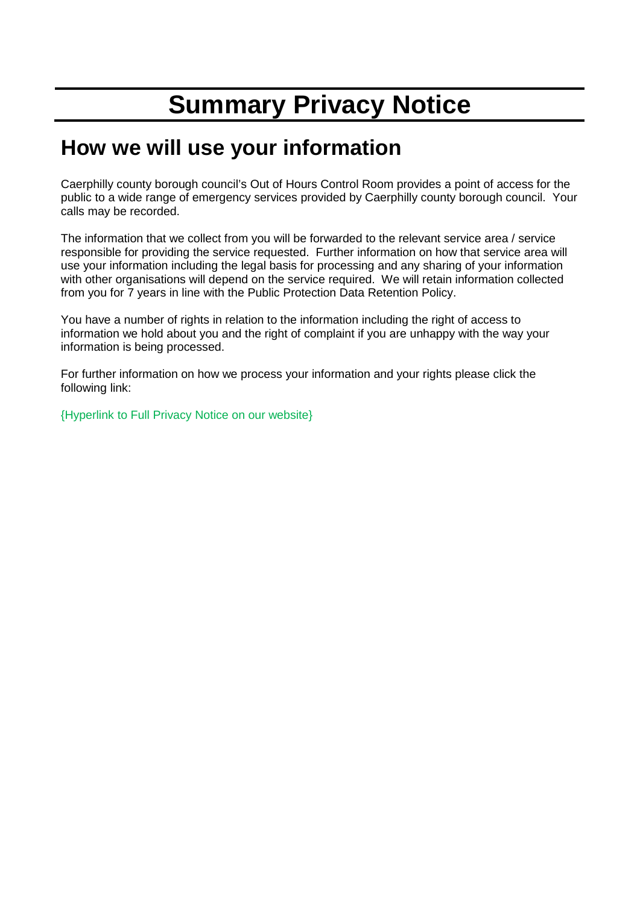# Summary Privacy Notice

## How we will use your information

Caerphilly county borough council's Out of Hours Control Room provides a point of access for the public to a wide range of emergency services provided by Caerphilly county borough council. Your calls may be recorded.

The information that we collect from you will be forwarded to the relevant service area / service responsible for providing the service requested. Further information on how that service area will use your information including the legal basis for processing and any sharing of your information with other organisations will depend on the service required. We will retain information collected from you for 7 years in line with the Public Protection Data Retention Policy.

You have a number of rights in relation to the information including the right of access to information we hold about you and the right of complaint if you are unhappy with the way your information is being processed.

For further information on how we process your information and your rights please click the following link:

{Hyperlink to Full Privacy Notice on our website}